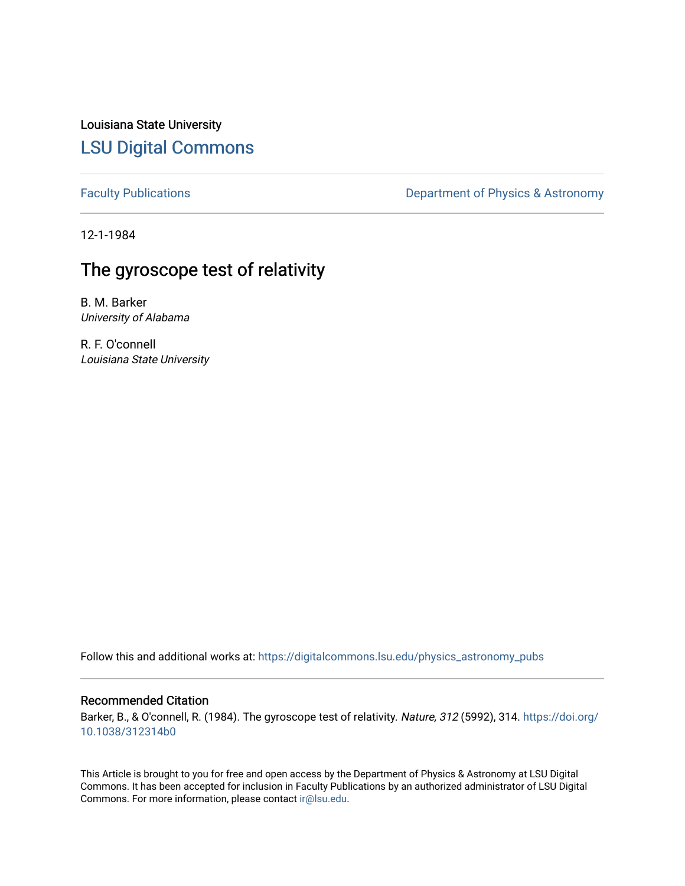Louisiana State University

# LSU Digital Commons

Faculty Publications | Department of Physics & Astronomy

12-1-1984

## The gyroscope test of relativity

B. M. Barker
*University of Alabama*

R. F. O'connell
*Louisiana State University*

Follow this and additional works at: https://digitalcommons.lsu.edu/physics_astronomy_pubs

### Recommended Citation

Barker, B., & O'connell, R. (1984). The gyroscope test of relativity. *Nature, 312* (5992), 314. https://doi.org/10.1038/312314b0

This Article is brought to you for free and open access by the Department of Physics & Astronomy at LSU Digital Commons. It has been accepted for inclusion in Faculty Publications by an authorized administrator of LSU Digital Commons. For more information, please contact ir@lsu.edu.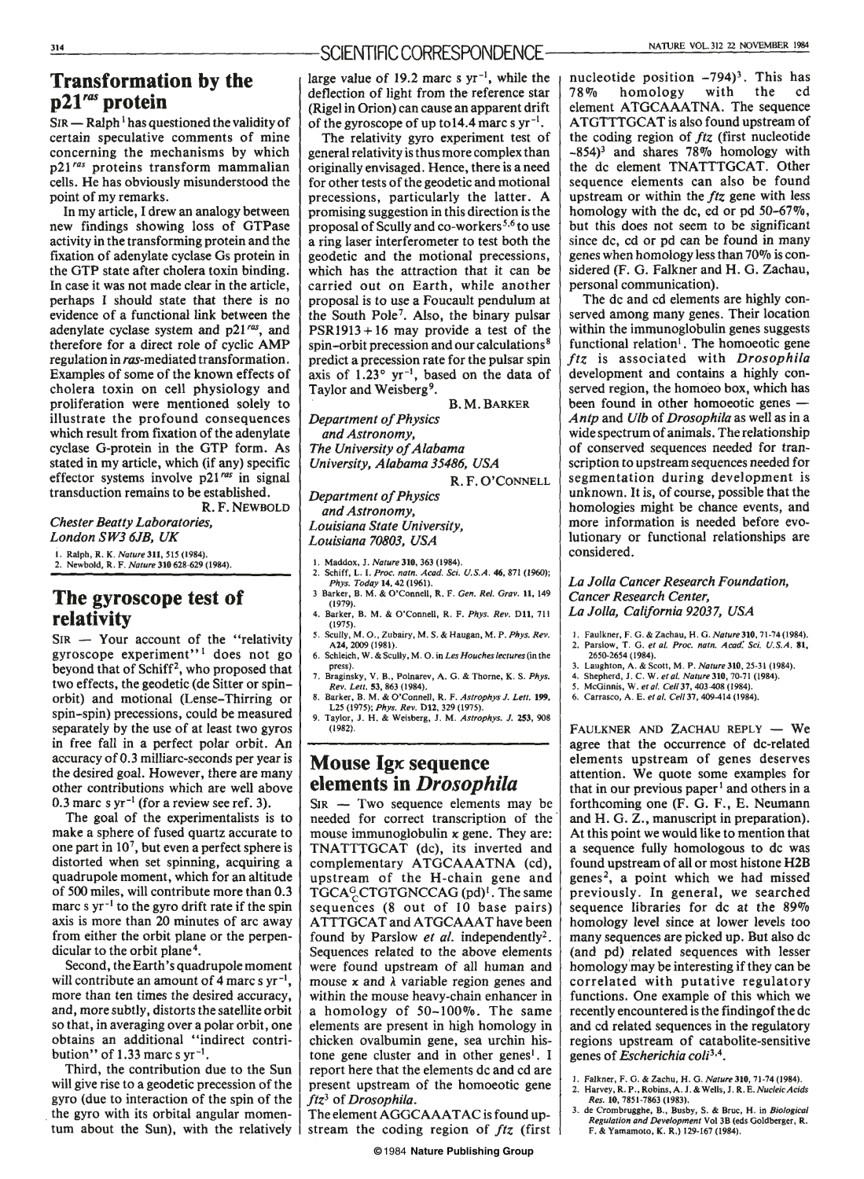## Transformation by the p21[ras] protein

SIR — Ralph[1] has questioned the validity of certain speculative comments of mine concerning the mechanisms by which p21[ras] proteins transform mammalian cells. He has obviously misunderstood the point of my remarks.

In my article, I drew an analogy between new findings showing loss of GTPase activity in the transforming protein and the fixation of adenylate cyclase Gs protein in the GTP state after cholera toxin binding. In case it was not made clear in the article, perhaps I should state that there is no evidence of a functional link between the adenylate cyclase system and p21[ras], and therefore for a direct role of cyclic AMP regulation in *ras*-mediated transformation. Examples of some of the known effects of cholera toxin on cell physiology and proliferation were mentioned solely to illustrate the profound consequences which result from fixation of the adenylate cyclase G-protein in the GTP form. As stated in my article, which (if any) specific effector systems involve p21[ras] in signal transduction remains to be established.

R. F. NEWBOLD

*Chester Beatty Laboratories,*
*London SW3 6JB, UK*

1. Ralph, R. K. *Nature* **311**, 515 (1984).
2. Newbold, R. F. *Nature* **310** 628-629 (1984).

## The gyroscope test of relativity

SIR — Your account of the "relativity gyroscope experiment"[1] does not go beyond that of Schiff[2], who proposed that two effects, the geodetic (de Sitter or spin-orbit) and motional (Lense-Thirring or spin-spin) precessions, could be measured separately by the use of at least two gyros in free fall in a perfect polar orbit. An accuracy of 0.3 milliarc-seconds per year is the desired goal. However, there are many other contributions which are well above 0.3 marc s yr$^{-1}$ (for a review see ref. 3).

The goal of the experimentalists is to make a sphere of fused quartz accurate to one part in $10^7$, but even a perfect sphere is distorted when set spinning, acquiring a quadrupole moment, which for an altitude of 500 miles, will contribute more than 0.3 marc s yr$^{-1}$ to the gyro drift rate if the spin axis is more than 20 minutes of arc away from either the orbit plane or the perpendicular to the orbit plane[4].

Second, the Earth's quadrupole moment will contribute an amount of 4 marc s yr$^{-1}$, more than ten times the desired accuracy, and, more subtly, distorts the satellite orbit so that, in averaging over a polar orbit, one obtains an additional "indirect contribution" of 1.33 marc s yr$^{-1}$.

Third, the contribution due to the Sun will give rise to a geodetic precession of the gyro (due to interaction of the spin of the gyro with its orbital angular momentum about the Sun), with the relatively large value of 19.2 marc s yr$^{-1}$, while the deflection of light from the reference star (Rigel in Orion) can cause an apparent drift of the gyroscope of up to14.4 marc s yr$^{-1}$.

The relativity gyro experiment test of general relativity is thus more complex than originally envisaged. Hence, there is a need for other tests of the geodetic and motional precessions, particularly the latter. A promising suggestion in this direction is the proposal of Scully and co-workers[5,6] to use a ring laser interferometer to test both the geodetic and the motional precessions, which has the attraction that it can be carried out on Earth, while another proposal is to use a Foucault pendulum at the South Pole[7]. Also, the binary pulsar PSR1913 + 16 may provide a test of the spin–orbit precession and our calculations[8] predict a precession rate for the pulsar spin axis of 1.23° yr$^{-1}$, based on the data of Taylor and Weisberg[9].

B. M. BARKER

*Department of Physics and Astronomy,*
*The University of Alabama*
*University, Alabama 35486, USA*

R. F. O'CONNELL

*Department of Physics and Astronomy,*
*Louisiana State University,*
*Louisiana 70803, USA*

1. Maddox, J. *Nature* **310**, 363 (1984).
2. Schiff, L. I. *Proc. natn. Acad. Sci. U.S.A.* **46**, 871 (1960); *Phys. Today* **14**, 42 (1961).
3. Barker, B. M. & O'Connell, R. F. *Gen. Rel. Grav.* **11**, 149 (1979).
4. Barker, B. M. & O'Connell, R. F. *Phys. Rev.* **D11**, 711 (1975).
5. Scully, M. O., Zubairy, M. S. & Haugan, M. P. *Phys. Rev.* **A24**, 2009 (1981).
6. Schleich, W. & Scully, M. O. in *Les Houches lectures* (in the press).
7. Braginsky, V. B., Polnarev, A. G. & Thorne, K. S. *Phys. Rev. Lett.* **53**, 863 (1984).
8. Barker, B. M. & O'Connell, R. F. *Astrophys J. Lett.* **199**, L25 (1975); *Phys. Rev.* **D12**, 329 (1975).
9. Taylor, J. H. & Weisberg, J. M. *Astrophys. J.* **253**, 908 (1982).

## Mouse Igκ sequence elements in *Drosophila*

SIR — Two sequence elements may be needed for correct transcription of the mouse immunoglobulin κ gene. They are: TNATTTGCAT (dc), its inverted and complementary ATGCAAATNA (cd), upstream of the H-chain gene and TGCA$^{G}_{C}$CTGTGNCCAG (pd)[1]. The same sequences (8 out of 10 base pairs) ATTTGCAT and ATGCAAAT have been found by Parslow *et al.* independently[2]. Sequences related to the above elements were found upstream of all human and mouse κ and λ variable region genes and within the mouse heavy-chain enhancer in a homology of 50–100%. The same elements are present in high homology in chicken ovalbumin gene, sea urchin histone gene cluster and in other genes[1]. I report here that the elements dc and cd are present upstream of the homoeotic gene *ftz*[3] of *Drosophila*.

The element AGGCAAATAC is found upstream the coding region of *ftz* (first nucleotide position –794)[3]. This has 78% homology with the cd element ATGCAAATNA. The sequence ATGTTTGCAT is also found upstream of the coding region of *ftz* (first nucleotide –854)[3] and shares 78% homology with the dc element TNATTTGCAT. Other sequence elements can also be found upstream or within the *ftz* gene with less homology with the dc, cd or pd 50–67%, but this does not seem to be significant since dc, cd or pd can be found in many genes when homology less than 70% is considered (F. G. Falkner and H. G. Zachau, personal communication).

The dc and cd elements are highly conserved among many genes. Their location within the immunoglobulin genes suggests functional relation[1]. The homoeotic gene *ftz* is associated with *Drosophila* development and contains a highly conserved region, the homoeo box, which has been found in other homoeotic genes — *Antp* and *Ulb* of *Drosophila* as well as in a wide spectrum of animals. The relationship of conserved sequences needed for transcription to upstream sequences needed for segmentation during development is unknown. It is, of course, possible that the homologies might be chance events, and more information is needed before evolutionary or functional relationships are considered.

*La Jolla Cancer Research Foundation,*
*Cancer Research Center,*
*La Jolla, California 92037, USA*

1. Faulkner, F. G. & Zachau, H. G. *Nature* **310**, 71-74 (1984).
2. Parslow, T. G. *et al. Proc. natn. Acad. Sci. U.S.A.* **81**, 2650-2654 (1984).
3. Laughton, A. & Scott, M. P. *Nature* **310**, 25-31 (1984).
4. Shepherd, J. C. W. *et al. Nature* **310**, 70-71 (1984).
5. McGinnis, W. *et al. Cell* **37**, 403-408 (1984).
6. Carrasco, A. E. *et al. Cell* **37**, 409-414 (1984).

FAULKNER AND ZACHAU REPLY — We agree that the occurrence of dc-related elements upstream of genes deserves attention. We quote some examples for that in our previous paper[1] and others in a forthcoming one (F. G. F., E. Neumann and H. G. Z., manuscript in preparation). At this point we would like to mention that a sequence fully homologous to dc was found upstream of all or most histone H2B genes[2], a point which we had missed previously. In general, we searched sequence libraries for dc at the 89% homology level since at lower levels too many sequences are picked up. But also dc (and pd) related sequences with lesser homology may be interesting if they can be correlated with putative regulatory functions. One example of this which we recently encountered is the findingof the dc and cd related sequences in the regulatory regions upstream of catabolite-sensitive genes of *Escherichia coli*[3,4].

1. Falkner, F. G. & Zachu, H. G. *Nature* **310**, 71-74 (1984).
2. Harvey, R. P., Robins, A. J. & Wells, J. R. E. *Nucleic Acids Res.* **10**, 7851-7863 (1983).
3. de Crombrugghe, B., Busby, S. & Bruc, H. in *Biological Regulation and Development* Vol 3B (eds Goldberger, R. F. & Yamamoto, K. R.) 129-167 (1984).